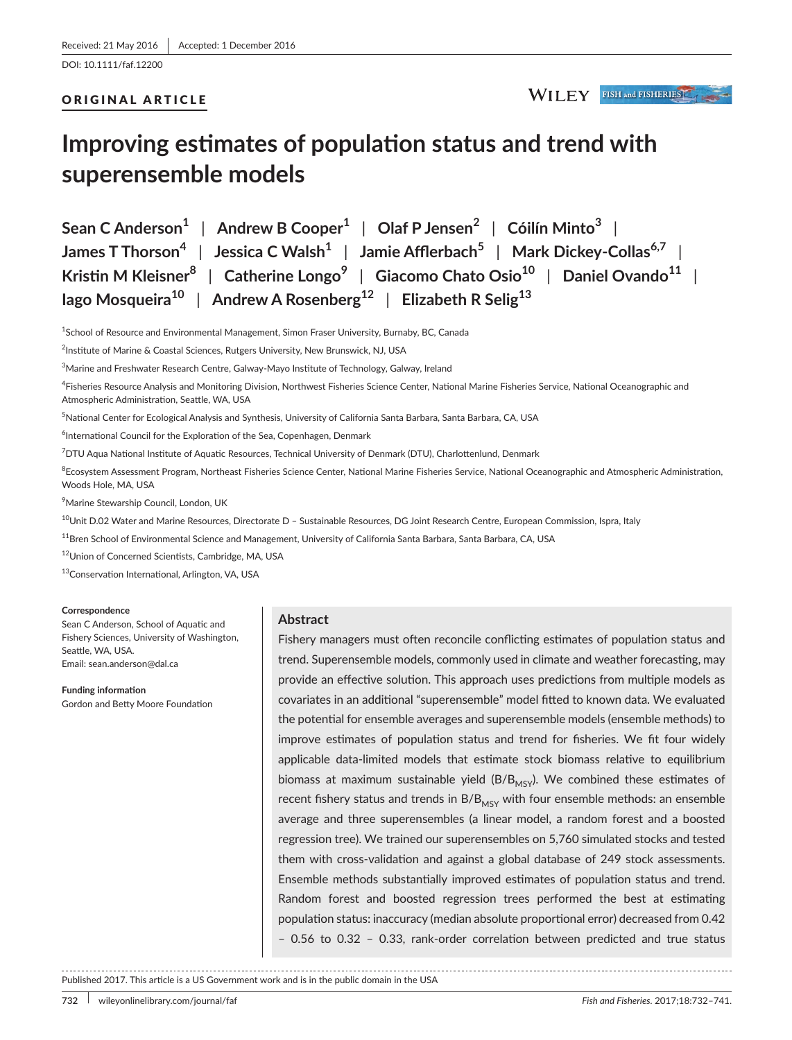Received: 21 May 2016 | Accepted: 1 December 2016

DOI: 10.1111/faf.12200

ORIGINAL ARTICLE

# Improving estimates of population status and trend with superensemble models

**Sean C Anderson[1] | Andrew B Cooper[1] | Olaf P Jensen[2] | Cóilín Minto[3] | James T Thorson[4] | Jessica C Walsh[1] | Jamie Afflerbach[5] | Mark Dickey-Collas[6,7] | Kristin M Kleisner[8] | Catherine Longo[9] | Giacomo Chato Osio[10] | Daniel Ovando[11] | Iago Mosqueira[10] | Andrew A Rosenberg[12] | Elizabeth R Selig[13]**

[1]School of Resource and Environmental Management, Simon Fraser University, Burnaby, BC, Canada

[2]Institute of Marine & Coastal Sciences, Rutgers University, New Brunswick, NJ, USA

[3]Marine and Freshwater Research Centre, Galway-Mayo Institute of Technology, Galway, Ireland

[4]Fisheries Resource Analysis and Monitoring Division, Northwest Fisheries Science Center, National Marine Fisheries Service, National Oceanographic and Atmospheric Administration, Seattle, WA, USA

[5]National Center for Ecological Analysis and Synthesis, University of California Santa Barbara, Santa Barbara, CA, USA

[6]International Council for the Exploration of the Sea, Copenhagen, Denmark

[7]DTU Aqua National Institute of Aquatic Resources, Technical University of Denmark (DTU), Charlottenlund, Denmark

[8]Ecosystem Assessment Program, Northeast Fisheries Science Center, National Marine Fisheries Service, National Oceanographic and Atmospheric Administration, Woods Hole, MA, USA

[9]Marine Stewardship Council, London, UK

[10]Unit D.02 Water and Marine Resources, Directorate D – Sustainable Resources, DG Joint Research Centre, European Commission, Ispra, Italy

[11]Bren School of Environmental Science and Management, University of California Santa Barbara, Santa Barbara, CA, USA

[12]Union of Concerned Scientists, Cambridge, MA, USA

[13]Conservation International, Arlington, VA, USA

**Correspondence**
Sean C Anderson, School of Aquatic and Fishery Sciences, University of Washington, Seattle, WA, USA.
Email: sean.anderson@dal.ca

**Funding information**
Gordon and Betty Moore Foundation

## Abstract

Fishery managers must often reconcile conflicting estimates of population status and trend. Superensemble models, commonly used in climate and weather forecasting, may provide an effective solution. This approach uses predictions from multiple models as covariates in an additional "superensemble" model fitted to known data. We evaluated the potential for ensemble averages and superensemble models (ensemble methods) to improve estimates of population status and trend for fisheries. We fit four widely applicable data-limited models that estimate stock biomass relative to equilibrium biomass at maximum sustainable yield ($B/B_{MSY}$). We combined these estimates of recent fishery status and trends in $B/B_{MSY}$ with four ensemble methods: an ensemble average and three superensembles (a linear model, a random forest and a boosted regression tree). We trained our superensembles on 5,760 simulated stocks and tested them with cross-validation and against a global database of 249 stock assessments. Ensemble methods substantially improved estimates of population status and trend. Random forest and boosted regression trees performed the best at estimating population status: inaccuracy (median absolute proportional error) decreased from 0.42 – 0.56 to 0.32 – 0.33, rank-order correlation between predicted and true status

Published 2017. This article is a US Government work and is in the public domain in the USA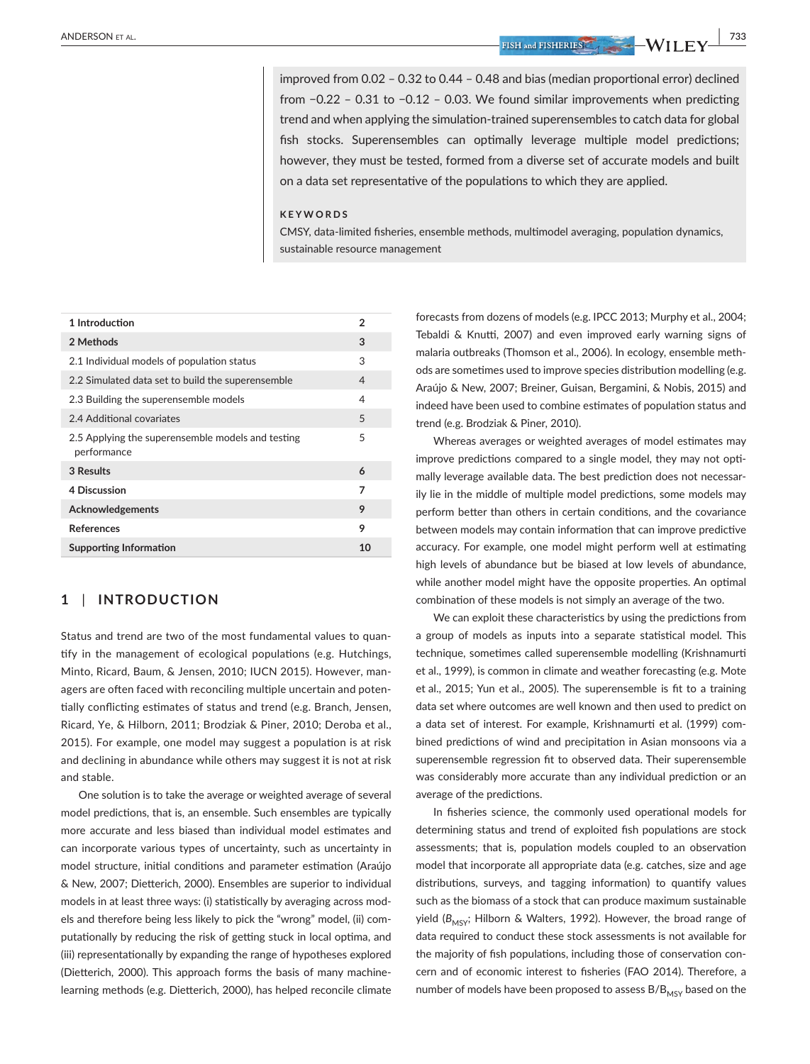improved from 0.02 – 0.32 to 0.44 – 0.48 and bias (median proportional error) declined from −0.22 – 0.31 to −0.12 – 0.03. We found similar improvements when predicting trend and when applying the simulation-trained superensembles to catch data for global fish stocks. Superensembles can optimally leverage multiple model predictions; however, they must be tested, formed from a diverse set of accurate models and built on a data set representative of the populations to which they are applied.

**KEYWORDS**

CMSY, data-limited fisheries, ensemble methods, multimodel averaging, population dynamics, sustainable resource management

| | |
|---|---|
| **1 Introduction** | **2** |
| **2 Methods** | **3** |
| 2.1 Individual models of population status | 3 |
| 2.2 Simulated data set to build the superensemble | 4 |
| 2.3 Building the superensemble models | 4 |
| 2.4 Additional covariates | 5 |
| 2.5 Applying the superensemble models and testing performance | 5 |
| **3 Results** | **6** |
| **4 Discussion** | **7** |
| **Acknowledgements** | **9** |
| **References** | **9** |
| **Supporting Information** | **10** |

## 1 | INTRODUCTION

Status and trend are two of the most fundamental values to quantify in the management of ecological populations (e.g. Hutchings, Minto, Ricard, Baum, & Jensen, 2010; IUCN 2015). However, managers are often faced with reconciling multiple uncertain and potentially conflicting estimates of status and trend (e.g. Branch, Jensen, Ricard, Ye, & Hilborn, 2011; Brodziak & Piner, 2010; Deroba et al., 2015). For example, one model may suggest a population is at risk and declining in abundance while others may suggest it is not at risk and stable.

One solution is to take the average or weighted average of several model predictions, that is, an ensemble. Such ensembles are typically more accurate and less biased than individual model estimates and can incorporate various types of uncertainty, such as uncertainty in model structure, initial conditions and parameter estimation (Araújo & New, 2007; Dietterich, 2000). Ensembles are superior to individual models in at least three ways: (i) statistically by averaging across models and therefore being less likely to pick the "wrong" model, (ii) computationally by reducing the risk of getting stuck in local optima, and (iii) representationally by expanding the range of hypotheses explored (Dietterich, 2000). This approach forms the basis of many machine-learning methods (e.g. Dietterich, 2000), has helped reconcile climate forecasts from dozens of models (e.g. IPCC 2013; Murphy et al., 2004; Tebaldi & Knutti, 2007) and even improved early warning signs of malaria outbreaks (Thomson et al., 2006). In ecology, ensemble methods are sometimes used to improve species distribution modelling (e.g. Araújo & New, 2007; Breiner, Guisan, Bergamini, & Nobis, 2015) and indeed have been used to combine estimates of population status and trend (e.g. Brodziak & Piner, 2010).

Whereas averages or weighted averages of model estimates may improve predictions compared to a single model, they may not optimally leverage available data. The best prediction does not necessarily lie in the middle of multiple model predictions, some models may perform better than others in certain conditions, and the covariance between models may contain information that can improve predictive accuracy. For example, one model might perform well at estimating high levels of abundance but be biased at low levels of abundance, while another model might have the opposite properties. An optimal combination of these models is not simply an average of the two.

We can exploit these characteristics by using the predictions from a group of models as inputs into a separate statistical model. This technique, sometimes called superensemble modelling (Krishnamurti et al., 1999), is common in climate and weather forecasting (e.g. Mote et al., 2015; Yun et al., 2005). The superensemble is fit to a training data set where outcomes are well known and then used to predict on a data set of interest. For example, Krishnamurti et al. (1999) combined predictions of wind and precipitation in Asian monsoons via a superensemble regression fit to observed data. Their superensemble was considerably more accurate than any individual prediction or an average of the predictions.

In fisheries science, the commonly used operational models for determining status and trend of exploited fish populations are stock assessments; that is, population models coupled to an observation model that incorporate all appropriate data (e.g. catches, size and age distributions, surveys, and tagging information) to quantify values such as the biomass of a stock that can produce maximum sustainable yield ($B_{MSY}$; Hilborn & Walters, 1992). However, the broad range of data required to conduct these stock assessments is not available for the majority of fish populations, including those of conservation concern and of economic interest to fisheries (FAO 2014). Therefore, a number of models have been proposed to assess $B/B_{MSY}$ based on the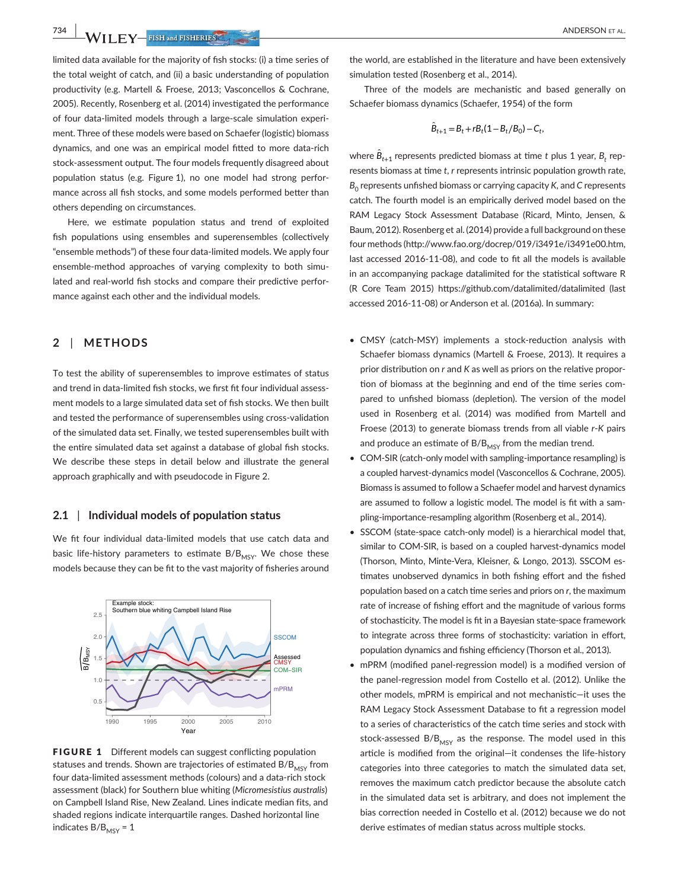limited data available for the majority of fish stocks: (i) a time series of the total weight of catch, and (ii) a basic understanding of population productivity (e.g. Martell & Froese, 2013; Vasconcellos & Cochrane, 2005). Recently, Rosenberg et al. (2014) investigated the performance of four data-limited models through a large-scale simulation experiment. Three of these models were based on Schaefer (logistic) biomass dynamics, and one was an empirical model fitted to more data-rich stock-assessment output. The four models frequently disagreed about population status (e.g. Figure 1), no one model had strong performance across all fish stocks, and some models performed better than others depending on circumstances.

Here, we estimate population status and trend of exploited fish populations using ensembles and superensembles (collectively "ensemble methods") of these four data-limited models. We apply four ensemble-method approaches of varying complexity to both simulated and real-world fish stocks and compare their predictive performance against each other and the individual models.

## 2 | METHODS

To test the ability of superensembles to improve estimates of status and trend in data-limited fish stocks, we first fit four individual assessment models to a large simulated data set of fish stocks. We then built and tested the performance of superensembles using cross-validation of the simulated data set. Finally, we tested superensembles built with the entire simulated data set against a database of global fish stocks. We describe these steps in detail below and illustrate the general approach graphically and with pseudocode in Figure 2.

### 2.1 | Individual models of population status

We fit four individual data-limited models that use catch data and basic life-history parameters to estimate $B/B_{MSY}$. We chose these models because they can be fit to the vast majority of fisheries around

**FIGURE 1** Different models can suggest conflicting population statuses and trends. Shown are trajectories of estimated $B/B_{MSY}$ from four data-limited assessment methods (colours) and a data-rich stock assessment (black) for Southern blue whiting (*Micromesistius australis*) on Campbell Island Rise, New Zealand. Lines indicate median fits, and shaded regions indicate interquartile ranges. Dashed horizontal line indicates $B/B_{MSY} = 1$

the world, are established in the literature and have been extensively simulation tested (Rosenberg et al., 2014).

Three of the models are mechanistic and based generally on Schaefer biomass dynamics (Schaefer, 1954) of the form

$$\hat{B}_{t+1} = B_t + rB_t(1 - B_t/B_0) - C_t,$$

where $\hat{B}_{t+1}$ represents predicted biomass at time $t$ plus 1 year, $B_t$ represents biomass at time $t$, $r$ represents intrinsic population growth rate, $B_0$ represents unfished biomass or carrying capacity $K$, and $C$ represents catch. The fourth model is an empirically derived model based on the RAM Legacy Stock Assessment Database (Ricard, Minto, Jensen, & Baum, 2012). Rosenberg et al. (2014) provide a full background on these four methods (http://www.fao.org/docrep/019/i3491e/i3491e00.htm, last accessed 2016-11-08), and code to fit all the models is available in an accompanying package datalimited for the statistical software R (R Core Team 2015) https://github.com/datalimited/datalimited (last accessed 2016-11-08) or Anderson et al. (2016a). In summary:

- CMSY (catch-MSY) implements a stock-reduction analysis with Schaefer biomass dynamics (Martell & Froese, 2013). It requires a prior distribution on $r$ and $K$ as well as priors on the relative proportion of biomass at the beginning and end of the time series compared to unfished biomass (depletion). The version of the model used in Rosenberg et al. (2014) was modified from Martell and Froese (2013) to generate biomass trends from all viable $r$-$K$ pairs and produce an estimate of $B/B_{MSY}$ from the median trend.
- COM-SIR (catch-only model with sampling-importance resampling) is a coupled harvest-dynamics model (Vasconcellos & Cochrane, 2005). Biomass is assumed to follow a Schaefer model and harvest dynamics are assumed to follow a logistic model. The model is fit with a sampling-importance-resampling algorithm (Rosenberg et al., 2014).
- SSCOM (state-space catch-only model) is a hierarchical model that, similar to COM-SIR, is based on a coupled harvest-dynamics model (Thorson, Minto, Minte-Vera, Kleisner, & Longo, 2013). SSCOM estimates unobserved dynamics in both fishing effort and the fished population based on a catch time series and priors on $r$, the maximum rate of increase of fishing effort and the magnitude of various forms of stochasticity. The model is fit in a Bayesian state-space framework to integrate across three forms of stochasticity: variation in effort, population dynamics and fishing efficiency (Thorson et al., 2013).
- mPRM (modified panel-regression model) is a modified version of the panel-regression model from Costello et al. (2012). Unlike the other models, mPRM is empirical and not mechanistic—it uses the RAM Legacy Stock Assessment Database to fit a regression model to a series of characteristics of the catch time series and stock with stock-assessed $B/B_{MSY}$ as the response. The model used in this article is modified from the original—it condenses the life-history categories into three categories to match the simulated data set, removes the maximum catch predictor because the absolute catch in the simulated data set is arbitrary, and does not implement the bias correction needed in Costello et al. (2012) because we do not derive estimates of median status across multiple stocks.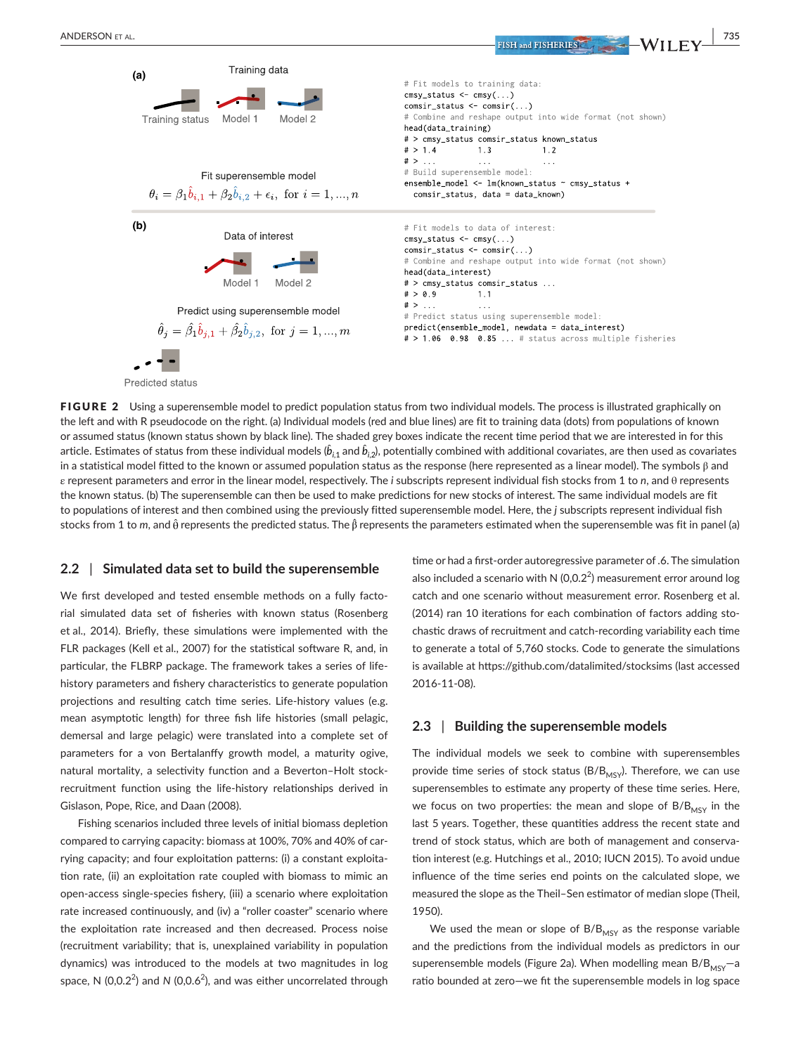(a) Training data

Training status Model 1 Model 2

```
# Fit models to training data:
cmsy_status <- cmsy(...)
comsir_status <- comsir(...)
# Combine and reshape output into wide format (not shown)
head(data_training)
# > cmsy_status comsir_status known_status
# > 1.4         1.3           1.2
# > ...         ...           ...
# Build superensemble model:
ensemble_model <- lm(known_status ~ cmsy_status +
  comsir_status, data = data_known)
```

Fit superensemble model

$$\theta_i = \beta_1 \hat{b}_{i,1} + \beta_2 \hat{b}_{i,2} + \epsilon_i, \text{ for } i = 1, ..., n$$

(b) Data of interest

Model 1 Model 2

```
# Fit models to data of interest:
cmsy_status <- cmsy(...)
comsir_status <- comsir(...)
# Combine and reshape output into wide format (not shown)
head(data_interest)
# > cmsy_status comsir_status ...
# > 0.9         1.1
# > ...         ...
# Predict status using superensemble model:
predict(ensemble_model, newdata = data_interest)
# > 1.06  0.98  0.85 ... # status across multiple fisheries
```

Predict using superensemble model

$$\hat{\theta}_j = \hat{\beta}_1 \hat{b}_{j,1} + \hat{\beta}_2 \hat{b}_{j,2}, \text{ for } j = 1, ..., m$$

Predicted status

**FIGURE 2** Using a superensemble model to predict population status from two individual models. The process is illustrated graphically on the left and with R pseudocode on the right. (a) Individual models (red and blue lines) are fit to training data (dots) from populations of known or assumed status (known status shown by black line). The shaded grey boxes indicate the recent time period that we are interested in for this article. Estimates of status from these individual models ($\hat{b}_{i,1}$ and $\hat{b}_{i,2}$), potentially combined with additional covariates, are then used as covariates in a statistical model fitted to the known or assumed population status as the response (here represented as a linear model). The symbols β and ε represent parameters and error in the linear model, respectively. The $i$ subscripts represent individual fish stocks from 1 to $n$, and θ represents the known status. (b) The superensemble can then be used to make predictions for new stocks of interest. The same individual models are fit to populations of interest and then combined using the previously fitted superensemble model. Here, the $j$ subscripts represent individual fish stocks from 1 to $m$, and $\hat{\theta}$ represents the predicted status. The $\hat{\beta}$ represents the parameters estimated when the superensemble was fit in panel (a)

## 2.2 | Simulated data set to build the superensemble

We first developed and tested ensemble methods on a fully factorial simulated data set of fisheries with known status (Rosenberg et al., 2014). Briefly, these simulations were implemented with the FLR packages (Kell et al., 2007) for the statistical software R, and, in particular, the FLBRP package. The framework takes a series of life-history parameters and fishery characteristics to generate population projections and resulting catch time series. Life-history values (e.g. mean asymptotic length) for three fish life histories (small pelagic, demersal and large pelagic) were translated into a complete set of parameters for a von Bertalanffy growth model, a maturity ogive, natural mortality, a selectivity function and a Beverton–Holt stock-recruitment function using the life-history relationships derived in Gislason, Pope, Rice, and Daan (2008).

Fishing scenarios included three levels of initial biomass depletion compared to carrying capacity: biomass at 100%, 70% and 40% of carrying capacity; and four exploitation patterns: (i) a constant exploitation rate, (ii) an exploitation rate coupled with biomass to mimic an open-access single-species fishery, (iii) a scenario where exploitation rate increased continuously, and (iv) a "roller coaster" scenario where the exploitation rate increased and then decreased. Process noise (recruitment variability; that is, unexplained variability in population dynamics) was introduced to the models at two magnitudes in log space, N $(0,0.2^2)$ and N $(0,0.6^2)$, and was either uncorrelated through time or had a first-order autoregressive parameter of .6. The simulation also included a scenario with N $(0,0.2^2)$ measurement error around log catch and one scenario without measurement error. Rosenberg et al. (2014) ran 10 iterations for each combination of factors adding stochastic draws of recruitment and catch-recording variability each time to generate a total of 5,760 stocks. Code to generate the simulations is available at https://github.com/datalimited/stocksims (last accessed 2016-11-08).

## 2.3 | Building the superensemble models

The individual models we seek to combine with superensembles provide time series of stock status ($B/B_{MSY}$). Therefore, we can use superensembles to estimate any property of these time series. Here, we focus on two properties: the mean and slope of $B/B_{MSY}$ in the last 5 years. Together, these quantities address the recent state and trend of stock status, which are both of management and conservation interest (e.g. Hutchings et al., 2010; IUCN 2015). To avoid undue influence of the time series end points on the calculated slope, we measured the slope as the Theil–Sen estimator of median slope (Theil, 1950).

We used the mean or slope of $B/B_{MSY}$ as the response variable and the predictions from the individual models as predictors in our superensemble models (Figure 2a). When modelling mean $B/B_{MSY}$—a ratio bounded at zero—we fit the superensemble models in log space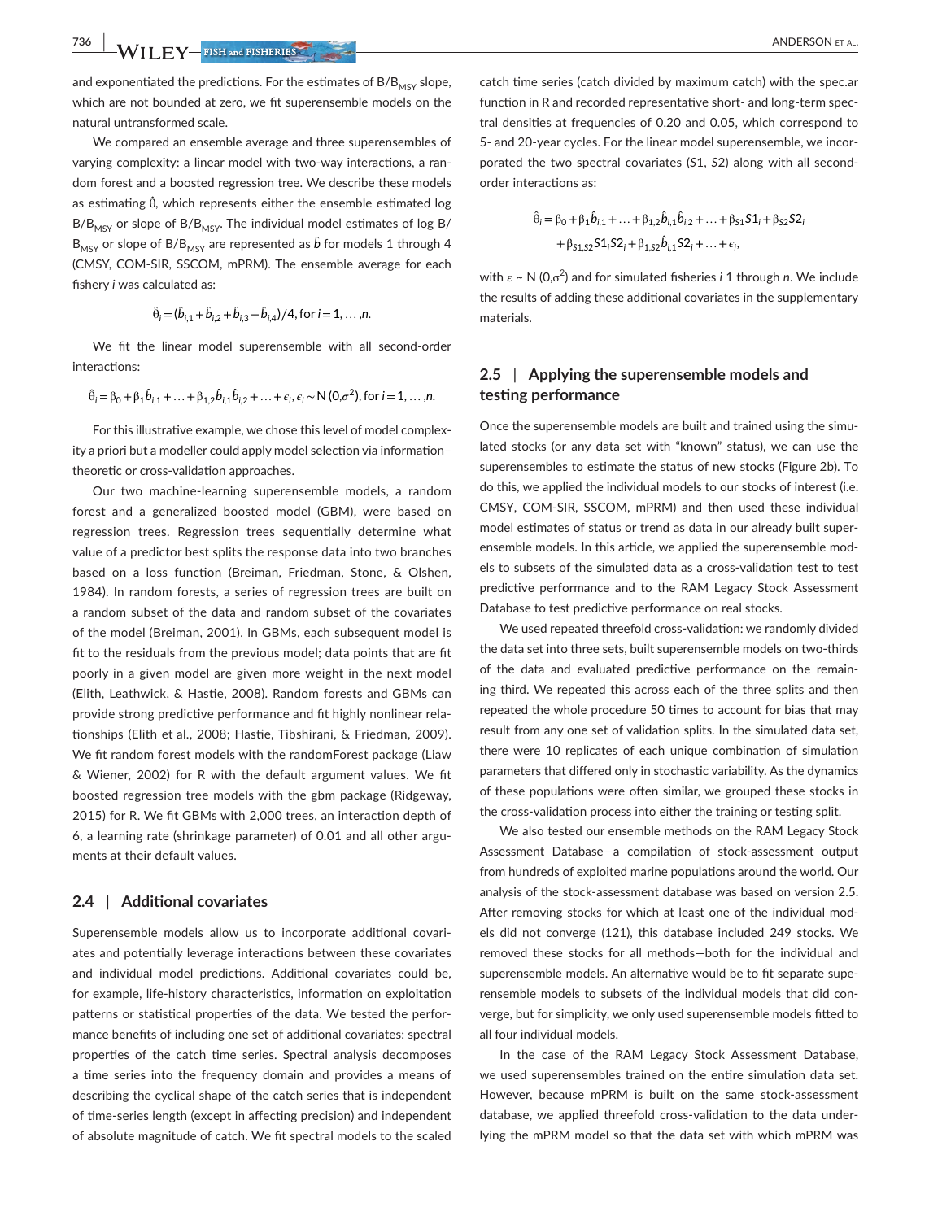and exponentiated the predictions. For the estimates of $B/B_{MSY}$ slope, which are not bounded at zero, we fit superensemble models on the natural untransformed scale.

We compared an ensemble average and three superensembles of varying complexity: a linear model with two-way interactions, a random forest and a boosted regression tree. We describe these models as estimating $\hat{\theta}$, which represents either the ensemble estimated log $B/B_{MSY}$ or slope of $B/B_{MSY}$. The individual model estimates of log $B/B_{MSY}$ or slope of $B/B_{MSY}$ are represented as $\hat{b}$ for models 1 through 4 (CMSY, COM-SIR, SSCOM, mPRM). The ensemble average for each fishery $i$ was calculated as:

$$\hat{\theta}_i = (\hat{b}_{i,1} + \hat{b}_{i,2} + \hat{b}_{i,3} + \hat{b}_{i,4})/4, \text{for } i = 1, \ldots, n.$$

We fit the linear model superensemble with all second-order interactions:

$$\hat{\theta}_i = \beta_0 + \beta_1 \hat{b}_{i,1} + \ldots + \beta_{1,2} \hat{b}_{i,1} \hat{b}_{i,2} + \ldots + \epsilon_i, \epsilon_i \sim \mathrm{N}(0, \sigma^2), \text{for } i = 1, \ldots, n.$$

For this illustrative example, we chose this level of model complexity a priori but a modeller could apply model selection via information–theoretic or cross-validation approaches.

Our two machine-learning superensemble models, a random forest and a generalized boosted model (GBM), were based on regression trees. Regression trees sequentially determine what value of a predictor best splits the response data into two branches based on a loss function (Breiman, Friedman, Stone, & Olshen, 1984). In random forests, a series of regression trees are built on a random subset of the data and random subset of the covariates of the model (Breiman, 2001). In GBMs, each subsequent model is fit to the residuals from the previous model; data points that are fit poorly in a given model are given more weight in the next model (Elith, Leathwick, & Hastie, 2008). Random forests and GBMs can provide strong predictive performance and fit highly nonlinear relationships (Elith et al., 2008; Hastie, Tibshirani, & Friedman, 2009). We fit random forest models with the randomForest package (Liaw & Wiener, 2002) for R with the default argument values. We fit boosted regression tree models with the gbm package (Ridgeway, 2015) for R. We fit GBMs with 2,000 trees, an interaction depth of 6, a learning rate (shrinkage parameter) of 0.01 and all other arguments at their default values.

## 2.4 | Additional covariates

Superensemble models allow us to incorporate additional covariates and potentially leverage interactions between these covariates and individual model predictions. Additional covariates could be, for example, life-history characteristics, information on exploitation patterns or statistical properties of the data. We tested the performance benefits of including one set of additional covariates: spectral properties of the catch time series. Spectral analysis decomposes a time series into the frequency domain and provides a means of describing the cyclical shape of the catch series that is independent of time-series length (except in affecting precision) and independent of absolute magnitude of catch. We fit spectral models to the scaled catch time series (catch divided by maximum catch) with the spec.ar function in R and recorded representative short- and long-term spectral densities at frequencies of 0.20 and 0.05, which correspond to 5- and 20-year cycles. For the linear model superensemble, we incorporated the two spectral covariates ($S1$, $S2$) along with all second-order interactions as:

$$\hat{\theta}_i = \beta_0 + \beta_1 \hat{b}_{i,1} + \ldots + \beta_{1,2} \hat{b}_{i,1} \hat{b}_{i,2} + \ldots + \beta_{S1} S1_i + \beta_{S2} S2_i + \beta_{S1,S2} S1_i S2_i + \beta_{1,S2} \hat{b}_{i,1} S2_i + \ldots + \epsilon_i,$$

with $\epsilon \sim \mathrm{N}(0, \sigma^2)$ and for simulated fisheries $i$ 1 through $n$. We include the results of adding these additional covariates in the supplementary materials.

## 2.5 | Applying the superensemble models and testing performance

Once the superensemble models are built and trained using the simulated stocks (or any data set with "known" status), we can use the superensembles to estimate the status of new stocks (Figure 2b). To do this, we applied the individual models to our stocks of interest (i.e. CMSY, COM-SIR, SSCOM, mPRM) and then used these individual model estimates of status or trend as data in our already built superensemble models. In this article, we applied the superensemble models to subsets of the simulated data as a cross-validation test to test predictive performance and to the RAM Legacy Stock Assessment Database to test predictive performance on real stocks.

We used repeated threefold cross-validation: we randomly divided the data set into three sets, built superensemble models on two-thirds of the data and evaluated predictive performance on the remaining third. We repeated this across each of the three splits and then repeated the whole procedure 50 times to account for bias that may result from any one set of validation splits. In the simulated data set, there were 10 replicates of each unique combination of simulation parameters that differed only in stochastic variability. As the dynamics of these populations were often similar, we grouped these stocks in the cross-validation process into either the training or testing split.

We also tested our ensemble methods on the RAM Legacy Stock Assessment Database—a compilation of stock-assessment output from hundreds of exploited marine populations around the world. Our analysis of the stock-assessment database was based on version 2.5. After removing stocks for which at least one of the individual models did not converge (121), this database included 249 stocks. We removed these stocks for all methods—both for the individual and superensemble models. An alternative would be to fit separate superensemble models to subsets of the individual models that did converge, but for simplicity, we only used superensemble models fitted to all four individual models.

In the case of the RAM Legacy Stock Assessment Database, we used superensembles trained on the entire simulation data set. However, because mPRM is built on the same stock-assessment database, we applied threefold cross-validation to the data underlying the mPRM model so that the data set with which mPRM was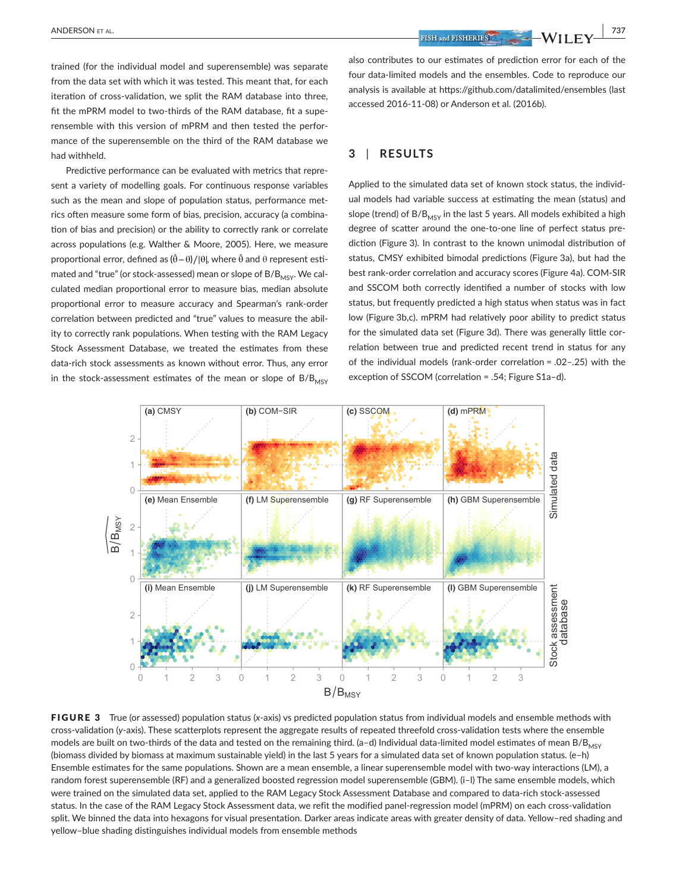trained (for the individual model and superensemble) was separate from the data set with which it was tested. This meant that, for each iteration of cross-validation, we split the RAM database into three, fit the mPRM model to two-thirds of the RAM database, fit a superensemble with this version of mPRM and then tested the performance of the superensemble on the third of the RAM database we had withheld.

Predictive performance can be evaluated with metrics that represent a variety of modelling goals. For continuous response variables such as the mean and slope of population status, performance metrics often measure some form of bias, precision, accuracy (a combination of bias and precision) or the ability to correctly rank or correlate across populations (e.g. Walther & Moore, 2005). Here, we measure proportional error, defined as $(\hat{\theta} - \theta)/|\theta|$, where $\hat{\theta}$ and $\theta$ represent estimated and "true" (or stock-assessed) mean or slope of $B/B_{MSY}$. We calculated median proportional error to measure bias, median absolute proportional error to measure accuracy and Spearman's rank-order correlation between predicted and "true" values to measure the ability to correctly rank populations. When testing with the RAM Legacy Stock Assessment Database, we treated the estimates from these data-rich stock assessments as known without error. Thus, any error in the stock-assessment estimates of the mean or slope of $B/B_{MSY}$ also contributes to our estimates of prediction error for each of the four data-limited models and the ensembles. Code to reproduce our analysis is available at https://github.com/datalimited/ensembles (last accessed 2016-11-08) or Anderson et al. (2016b).

## 3 | RESULTS

Applied to the simulated data set of known stock status, the individual models had variable success at estimating the mean (status) and slope (trend) of $B/B_{MSY}$ in the last 5 years. All models exhibited a high degree of scatter around the one-to-one line of perfect status prediction (Figure 3). In contrast to the known unimodal distribution of status, CMSY exhibited bimodal predictions (Figure 3a), but had the best rank-order correlation and accuracy scores (Figure 4a). COM-SIR and SSCOM both correctly identified a number of stocks with low status, but frequently predicted a high status when status was in fact low (Figure 3b,c). mPRM had relatively poor ability to predict status for the simulated data set (Figure 3d). There was generally little correlation between true and predicted recent trend in status for any of the individual models (rank-order correlation = .02–.25) with the exception of SSCOM (correlation = .54; Figure S1a–d).

**FIGURE 3** True (or assessed) population status (*x*-axis) vs predicted population status from individual models and ensemble methods with cross-validation (*y*-axis). These scatterplots represent the aggregate results of repeated threefold cross-validation tests where the ensemble models are built on two-thirds of the data and tested on the remaining third. (a–d) Individual data-limited model estimates of mean $B/B_{MSY}$ (biomass divided by biomass at maximum sustainable yield) in the last 5 years for a simulated data set of known population status. (e–h) Ensemble estimates for the same populations. Shown are a mean ensemble, a linear superensemble model with two-way interactions (LM), a random forest superensemble (RF) and a generalized boosted regression model superensemble (GBM). (i–l) The same ensemble models, which were trained on the simulated data set, applied to the RAM Legacy Stock Assessment Database and compared to data-rich stock-assessed status. In the case of the RAM Legacy Stock Assessment data, we refit the modified panel-regression model (mPRM) on each cross-validation split. We binned the data into hexagons for visual presentation. Darker areas indicate areas with greater density of data. Yellow–red shading and yellow–blue shading distinguishes individual models from ensemble methods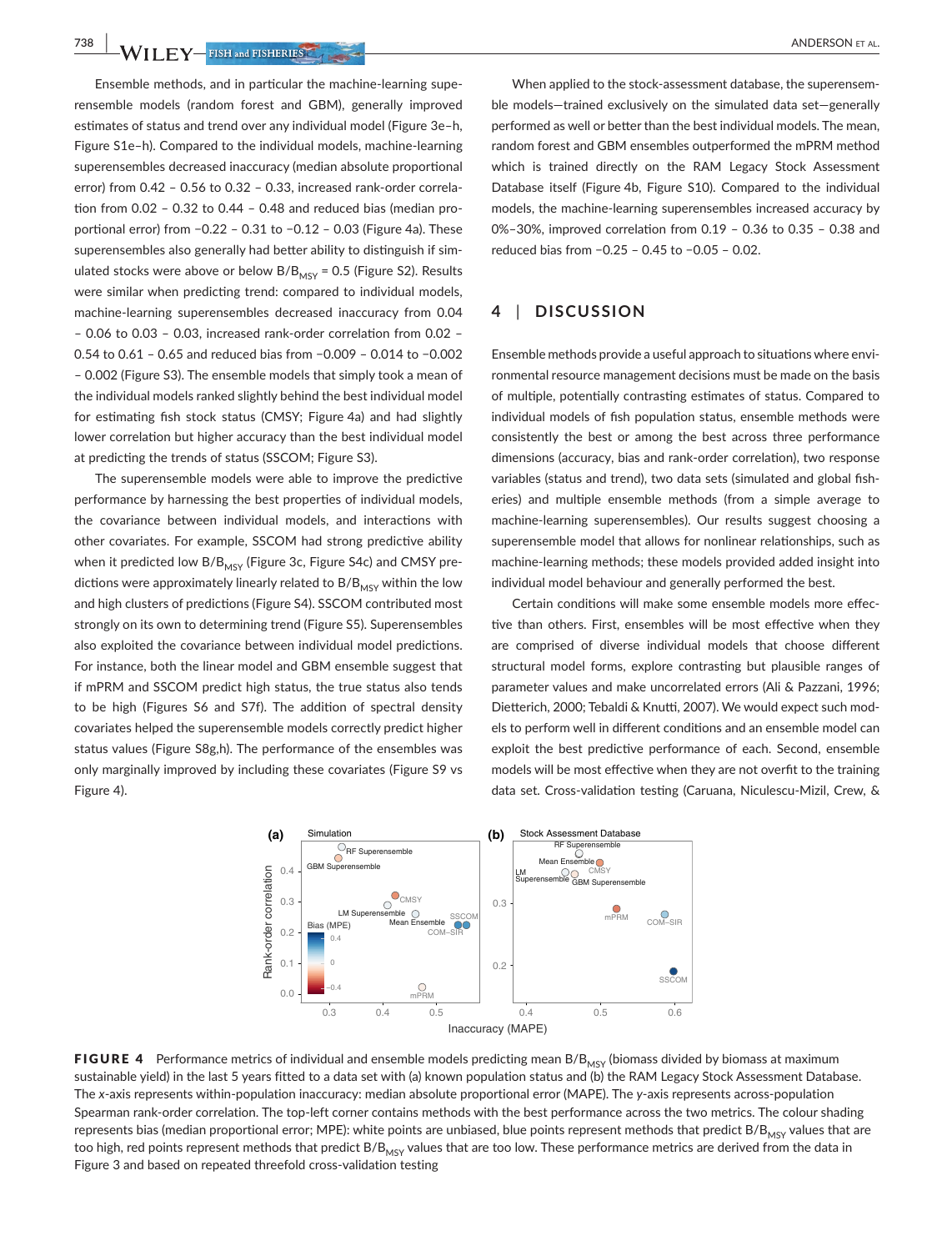Ensemble methods, and in particular the machine-learning superensemble models (random forest and GBM), generally improved estimates of status and trend over any individual model (Figure 3e–h, Figure S1e–h). Compared to the individual models, machine-learning superensembles decreased inaccuracy (median absolute proportional error) from 0.42 – 0.56 to 0.32 – 0.33, increased rank-order correlation from 0.02 – 0.32 to 0.44 – 0.48 and reduced bias (median proportional error) from −0.22 – 0.31 to −0.12 – 0.03 (Figure 4a). These superensembles also generally had better ability to distinguish if simulated stocks were above or below $B/B_{MSY}$ = 0.5 (Figure S2). Results were similar when predicting trend: compared to individual models, machine-learning superensembles decreased inaccuracy from 0.04 – 0.06 to 0.03 – 0.03, increased rank-order correlation from 0.02 – 0.54 to 0.61 – 0.65 and reduced bias from −0.009 – 0.014 to −0.002 – 0.002 (Figure S3). The ensemble models that simply took a mean of the individual models ranked slightly behind the best individual model for estimating fish stock status (CMSY; Figure 4a) and had slightly lower correlation but higher accuracy than the best individual model at predicting the trends of status (SSCOM; Figure S3).

The superensemble models were able to improve the predictive performance by harnessing the best properties of individual models, the covariance between individual models, and interactions with other covariates. For example, SSCOM had strong predictive ability when it predicted low $B/B_{MSY}$ (Figure 3c, Figure S4c) and CMSY predictions were approximately linearly related to $B/B_{MSY}$ within the low and high clusters of predictions (Figure S4). SSCOM contributed most strongly on its own to determining trend (Figure S5). Superensembles also exploited the covariance between individual model predictions. For instance, both the linear model and GBM ensemble suggest that if mPRM and SSCOM predict high status, the true status also tends to be high (Figures S6 and S7f). The addition of spectral density covariates helped the superensemble models correctly predict higher status values (Figure S8g,h). The performance of the ensembles was only marginally improved by including these covariates (Figure S9 vs Figure 4).

When applied to the stock-assessment database, the superensemble models—trained exclusively on the simulated data set—generally performed as well or better than the best individual models. The mean, random forest and GBM ensembles outperformed the mPRM method which is trained directly on the RAM Legacy Stock Assessment Database itself (Figure 4b, Figure S10). Compared to the individual models, the machine-learning superensembles increased accuracy by 0%–30%, improved correlation from 0.19 – 0.36 to 0.35 – 0.38 and reduced bias from −0.25 – 0.45 to −0.05 – 0.02.

## 4 | DISCUSSION

Ensemble methods provide a useful approach to situations where environmental resource management decisions must be made on the basis of multiple, potentially contrasting estimates of status. Compared to individual models of fish population status, ensemble methods were consistently the best or among the best across three performance dimensions (accuracy, bias and rank-order correlation), two response variables (status and trend), two data sets (simulated and global fisheries) and multiple ensemble methods (from a simple average to machine-learning superensembles). Our results suggest choosing a superensemble model that allows for nonlinear relationships, such as machine-learning methods; these models provided added insight into individual model behaviour and generally performed the best.

Certain conditions will make some ensemble models more effective than others. First, ensembles will be most effective when they are comprised of diverse individual models that choose different structural model forms, explore contrasting but plausible ranges of parameter values and make uncorrelated errors (Ali & Pazzani, 1996; Dietterich, 2000; Tebaldi & Knutti, 2007). We would expect such models to perform well in different conditions and an ensemble model can exploit the best predictive performance of each. Second, ensemble models will be most effective when they are not overfit to the training data set. Cross-validation testing (Caruana, Niculescu-Mizil, Crew, &

**FIGURE 4** Performance metrics of individual and ensemble models predicting mean $B/B_{MSY}$ (biomass divided by biomass at maximum sustainable yield) in the last 5 years fitted to a data set with (a) known population status and (b) the RAM Legacy Stock Assessment Database. The *x*-axis represents within-population inaccuracy: median absolute proportional error (MAPE). The *y*-axis represents across-population Spearman rank-order correlation. The top-left corner contains methods with the best performance across the two metrics. The colour shading represents bias (median proportional error; MPE): white points are unbiased, blue points represent methods that predict $B/B_{MSY}$ values that are too high, red points represent methods that predict $B/B_{MSY}$ values that are too low. These performance metrics are derived from the data in Figure 3 and based on repeated threefold cross-validation testing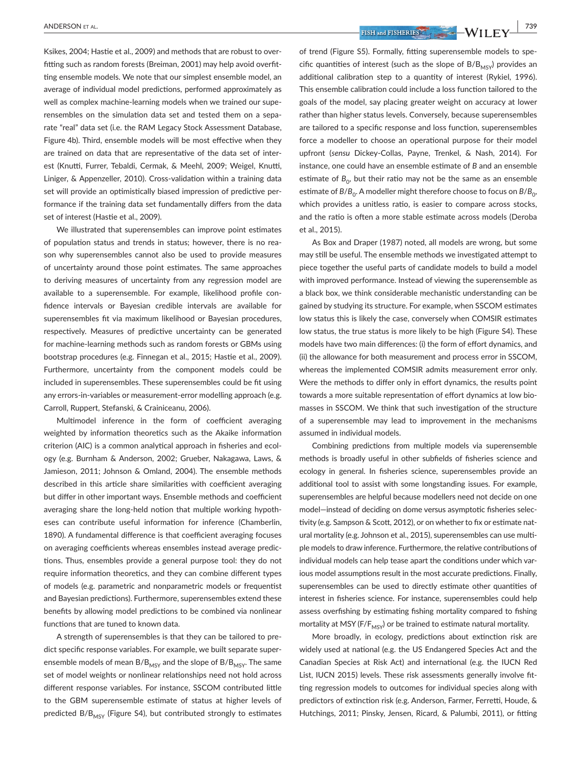Ksikes, 2004; Hastie et al., 2009) and methods that are robust to overfitting such as random forests (Breiman, 2001) may help avoid overfitting ensemble models. We note that our simplest ensemble model, an average of individual model predictions, performed approximately as well as complex machine-learning models when we trained our superensembles on the simulation data set and tested them on a separate "real" data set (i.e. the RAM Legacy Stock Assessment Database, Figure 4b). Third, ensemble models will be most effective when they are trained on data that are representative of the data set of interest (Knutti, Furrer, Tebaldi, Cermak, & Meehl, 2009; Weigel, Knutti, Liniger, & Appenzeller, 2010). Cross-validation within a training data set will provide an optimistically biased impression of predictive performance if the training data set fundamentally differs from the data set of interest (Hastie et al., 2009).

We illustrated that superensembles can improve point estimates of population status and trends in status; however, there is no reason why superensembles cannot also be used to provide measures of uncertainty around those point estimates. The same approaches to deriving measures of uncertainty from any regression model are available to a superensemble. For example, likelihood profile confidence intervals or Bayesian credible intervals are available for superensembles fit via maximum likelihood or Bayesian procedures, respectively. Measures of predictive uncertainty can be generated for machine-learning methods such as random forests or GBMs using bootstrap procedures (e.g. Finnegan et al., 2015; Hastie et al., 2009). Furthermore, uncertainty from the component models could be included in superensembles. These superensembles could be fit using any errors-in-variables or measurement-error modelling approach (e.g. Carroll, Ruppert, Stefanski, & Crainiceanu, 2006).

Multimodel inference in the form of coefficient averaging weighted by information theoretics such as the Akaike information criterion (AIC) is a common analytical approach in fisheries and ecology (e.g. Burnham & Anderson, 2002; Grueber, Nakagawa, Laws, & Jamieson, 2011; Johnson & Omland, 2004). The ensemble methods described in this article share similarities with coefficient averaging but differ in other important ways. Ensemble methods and coefficient averaging share the long-held notion that multiple working hypotheses can contribute useful information for inference (Chamberlin, 1890). A fundamental difference is that coefficient averaging focuses on averaging coefficients whereas ensembles instead average predictions. Thus, ensembles provide a general purpose tool: they do not require information theoretics, and they can combine different types of models (e.g. parametric and nonparametric models or frequentist and Bayesian predictions). Furthermore, superensembles extend these benefits by allowing model predictions to be combined via nonlinear functions that are tuned to known data.

A strength of superensembles is that they can be tailored to predict specific response variables. For example, we built separate superensemble models of mean $B/B_{MSY}$ and the slope of $B/B_{MSY}$. The same set of model weights or nonlinear relationships need not hold across different response variables. For instance, SSCOM contributed little to the GBM superensemble estimate of status at higher levels of predicted $B/B_{MSY}$ (Figure S4), but contributed strongly to estimates of trend (Figure S5). Formally, fitting superensemble models to specific quantities of interest (such as the slope of $B/B_{MSY}$) provides an additional calibration step to a quantity of interest (Rykiel, 1996). This ensemble calibration could include a loss function tailored to the goals of the model, say placing greater weight on accuracy at lower rather than higher status levels. Conversely, because superensembles are tailored to a specific response and loss function, superensembles force a modeller to choose an operational purpose for their model upfront (*sensu* Dickey-Collas, Payne, Trenkel, & Nash, 2014). For instance, one could have an ensemble estimate of $B$ and an ensemble estimate of $B_0$, but their ratio may not be the same as an ensemble estimate of $B/B_0$. A modeller might therefore choose to focus on $B/B_0$, which provides a unitless ratio, is easier to compare across stocks, and the ratio is often a more stable estimate across models (Deroba et al., 2015).

As Box and Draper (1987) noted, all models are wrong, but some may still be useful. The ensemble methods we investigated attempt to piece together the useful parts of candidate models to build a model with improved performance. Instead of viewing the superensemble as a black box, we think considerable mechanistic understanding can be gained by studying its structure. For example, when SSCOM estimates low status this is likely the case, conversely when COMSIR estimates low status, the true status is more likely to be high (Figure S4). These models have two main differences: (i) the form of effort dynamics, and (ii) the allowance for both measurement and process error in SSCOM, whereas the implemented COMSIR admits measurement error only. Were the methods to differ only in effort dynamics, the results point towards a more suitable representation of effort dynamics at low biomasses in SSCOM. We think that such investigation of the structure of a superensemble may lead to improvement in the mechanisms assumed in individual models.

Combining predictions from multiple models via superensemble methods is broadly useful in other subfields of fisheries science and ecology in general. In fisheries science, superensembles provide an additional tool to assist with some longstanding issues. For example, superensembles are helpful because modellers need not decide on one model—instead of deciding on dome versus asymptotic fisheries selectivity (e.g. Sampson & Scott, 2012), or on whether to fix or estimate natural mortality (e.g. Johnson et al., 2015), superensembles can use multiple models to draw inference. Furthermore, the relative contributions of individual models can help tease apart the conditions under which various model assumptions result in the most accurate predictions. Finally, superensembles can be used to directly estimate other quantities of interest in fisheries science. For instance, superensembles could help assess overfishing by estimating fishing mortality compared to fishing mortality at MSY ($F/F_{MSY}$) or be trained to estimate natural mortality.

More broadly, in ecology, predictions about extinction risk are widely used at national (e.g. the US Endangered Species Act and the Canadian Species at Risk Act) and international (e.g. the IUCN Red List, IUCN 2015) levels. These risk assessments generally involve fitting regression models to outcomes for individual species along with predictors of extinction risk (e.g. Anderson, Farmer, Ferretti, Houde, & Hutchings, 2011; Pinsky, Jensen, Ricard, & Palumbi, 2011), or fitting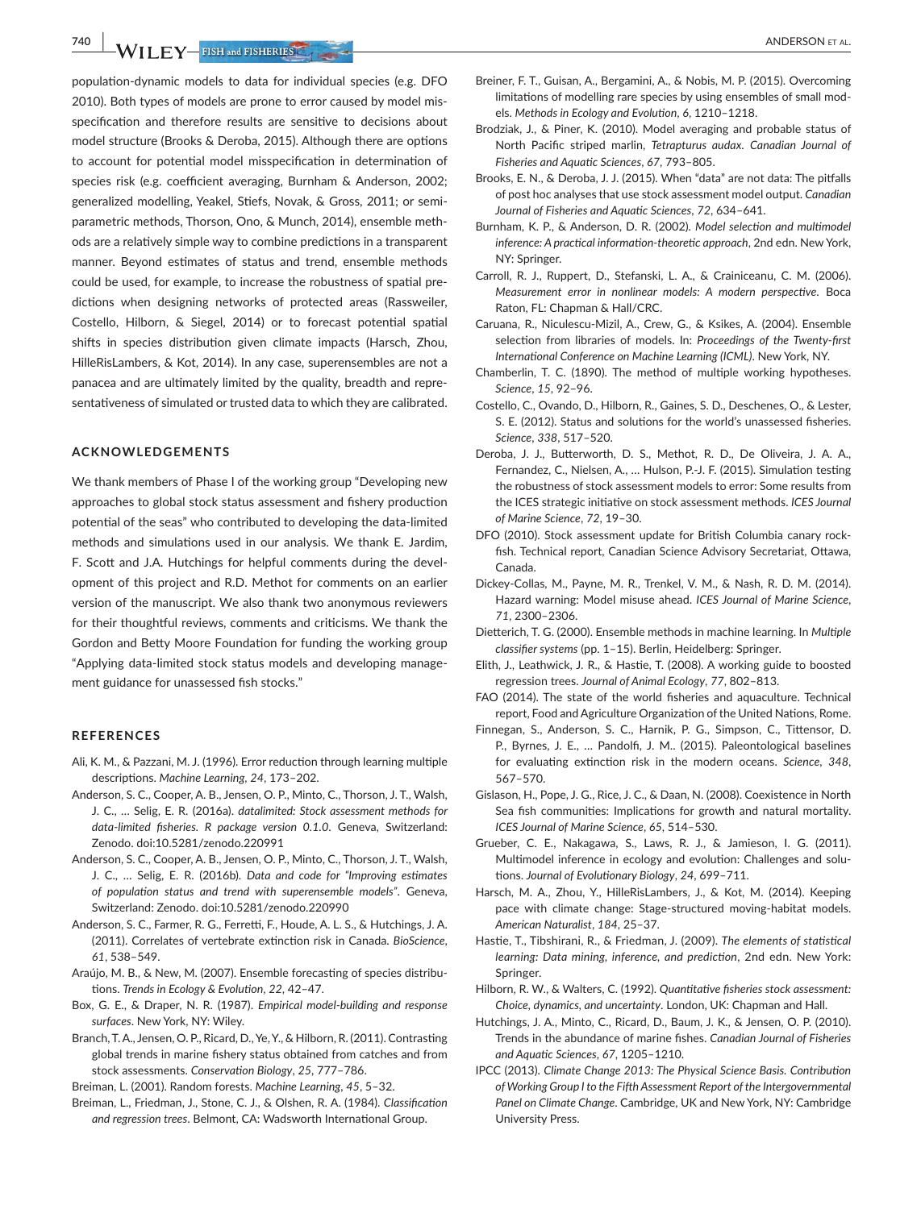population-dynamic models to data for individual species (e.g. DFO 2010). Both types of models are prone to error caused by model misspecification and therefore results are sensitive to decisions about model structure (Brooks & Deroba, 2015). Although there are options to account for potential model misspecification in determination of species risk (e.g. coefficient averaging, Burnham & Anderson, 2002; generalized modelling, Yeakel, Stiefs, Novak, & Gross, 2011; or semiparametric methods, Thorson, Ono, & Munch, 2014), ensemble methods are a relatively simple way to combine predictions in a transparent manner. Beyond estimates of status and trend, ensemble methods could be used, for example, to increase the robustness of spatial predictions when designing networks of protected areas (Rassweiler, Costello, Hilborn, & Siegel, 2014) or to forecast potential spatial shifts in species distribution given climate impacts (Harsch, Zhou, HilleRisLambers, & Kot, 2014). In any case, superensembles are not a panacea and are ultimately limited by the quality, breadth and representativeness of simulated or trusted data to which they are calibrated.

## ACKNOWLEDGEMENTS

We thank members of Phase I of the working group "Developing new approaches to global stock status assessment and fishery production potential of the seas" who contributed to developing the data-limited methods and simulations used in our analysis. We thank E. Jardim, F. Scott and J.A. Hutchings for helpful comments during the development of this project and R.D. Methot for comments on an earlier version of the manuscript. We also thank two anonymous reviewers for their thoughtful reviews, comments and criticisms. We thank the Gordon and Betty Moore Foundation for funding the working group "Applying data-limited stock status models and developing management guidance for unassessed fish stocks."

## REFERENCES

Ali, K. M., & Pazzani, M. J. (1996). Error reduction through learning multiple descriptions. *Machine Learning*, *24*, 173–202.

Anderson, S. C., Cooper, A. B., Jensen, O. P., Minto, C., Thorson, J. T., Walsh, J. C., … Selig, E. R. (2016a). *datalimited: Stock assessment methods for data-limited fisheries. R package version 0.1.0*. Geneva, Switzerland: Zenodo. doi:10.5281/zenodo.220991

Anderson, S. C., Cooper, A. B., Jensen, O. P., Minto, C., Thorson, J. T., Walsh, J. C., … Selig, E. R. (2016b). *Data and code for "Improving estimates of population status and trend with superensemble models"*. Geneva, Switzerland: Zenodo. doi:10.5281/zenodo.220990

Anderson, S. C., Farmer, R. G., Ferretti, F., Houde, A. L. S., & Hutchings, J. A. (2011). Correlates of vertebrate extinction risk in Canada. *BioScience*, *61*, 538–549.

Araújo, M. B., & New, M. (2007). Ensemble forecasting of species distributions. *Trends in Ecology & Evolution*, *22*, 42–47.

Box, G. E., & Draper, N. R. (1987). *Empirical model-building and response surfaces*. New York, NY: Wiley.

Branch, T. A., Jensen, O. P., Ricard, D., Ye, Y., & Hilborn, R. (2011). Contrasting global trends in marine fishery status obtained from catches and from stock assessments. *Conservation Biology*, *25*, 777–786.

Breiman, L. (2001). Random forests. *Machine Learning*, *45*, 5–32.

Breiman, L., Friedman, J., Stone, C. J., & Olshen, R. A. (1984). *Classification and regression trees*. Belmont, CA: Wadsworth International Group.

Breiner, F. T., Guisan, A., Bergamini, A., & Nobis, M. P. (2015). Overcoming limitations of modelling rare species by using ensembles of small models. *Methods in Ecology and Evolution*, *6*, 1210–1218.

Brodziak, J., & Piner, K. (2010). Model averaging and probable status of North Pacific striped marlin, *Tetrapturus audax*. *Canadian Journal of Fisheries and Aquatic Sciences*, *67*, 793–805.

Brooks, E. N., & Deroba, J. J. (2015). When "data" are not data: The pitfalls of post hoc analyses that use stock assessment model output. *Canadian Journal of Fisheries and Aquatic Sciences*, *72*, 634–641.

Burnham, K. P., & Anderson, D. R. (2002). *Model selection and multimodel inference: A practical information-theoretic approach*, 2nd edn. New York, NY: Springer.

Carroll, R. J., Ruppert, D., Stefanski, L. A., & Crainiceanu, C. M. (2006). *Measurement error in nonlinear models: A modern perspective*. Boca Raton, FL: Chapman & Hall/CRC.

Caruana, R., Niculescu-Mizil, A., Crew, G., & Ksikes, A. (2004). Ensemble selection from libraries of models. In: *Proceedings of the Twenty-first International Conference on Machine Learning (ICML)*. New York, NY.

Chamberlin, T. C. (1890). The method of multiple working hypotheses. *Science*, *15*, 92–96.

Costello, C., Ovando, D., Hilborn, R., Gaines, S. D., Deschenes, O., & Lester, S. E. (2012). Status and solutions for the world's unassessed fisheries. *Science*, *338*, 517–520.

Deroba, J. J., Butterworth, D. S., Methot, R. D., De Oliveira, J. A. A., Fernandez, C., Nielsen, A., … Hulson, P.-J. F. (2015). Simulation testing the robustness of stock assessment models to error: Some results from the ICES strategic initiative on stock assessment methods. *ICES Journal of Marine Science*, *72*, 19–30.

DFO (2010). Stock assessment update for British Columbia canary rockfish. Technical report, Canadian Science Advisory Secretariat, Ottawa, Canada.

Dickey-Collas, M., Payne, M. R., Trenkel, V. M., & Nash, R. D. M. (2014). Hazard warning: Model misuse ahead. *ICES Journal of Marine Science*, *71*, 2300–2306.

Dietterich, T. G. (2000). Ensemble methods in machine learning. In *Multiple classifier systems* (pp. 1–15). Berlin, Heidelberg: Springer.

Elith, J., Leathwick, J. R., & Hastie, T. (2008). A working guide to boosted regression trees. *Journal of Animal Ecology*, *77*, 802–813.

FAO (2014). The state of the world fisheries and aquaculture. Technical report, Food and Agriculture Organization of the United Nations, Rome.

Finnegan, S., Anderson, S. C., Harnik, P. G., Simpson, C., Tittensor, D. P., Byrnes, J. E., … Pandolfi, J. M.. (2015). Paleontological baselines for evaluating extinction risk in the modern oceans. *Science*, *348*, 567–570.

Gislason, H., Pope, J. G., Rice, J. C., & Daan, N. (2008). Coexistence in North Sea fish communities: Implications for growth and natural mortality. *ICES Journal of Marine Science*, *65*, 514–530.

Grueber, C. E., Nakagawa, S., Laws, R. J., & Jamieson, I. G. (2011). Multimodel inference in ecology and evolution: Challenges and solutions. *Journal of Evolutionary Biology*, *24*, 699–711.

Harsch, M. A., Zhou, Y., HilleRisLambers, J., & Kot, M. (2014). Keeping pace with climate change: Stage-structured moving-habitat models. *American Naturalist*, *184*, 25–37.

Hastie, T., Tibshirani, R., & Friedman, J. (2009). *The elements of statistical learning: Data mining, inference, and prediction*, 2nd edn. New York: Springer.

Hilborn, R. W., & Walters, C. (1992). *Quantitative fisheries stock assessment: Choice, dynamics, and uncertainty*. London, UK: Chapman and Hall.

Hutchings, J. A., Minto, C., Ricard, D., Baum, J. K., & Jensen, O. P. (2010). Trends in the abundance of marine fishes. *Canadian Journal of Fisheries and Aquatic Sciences*, *67*, 1205–1210.

IPCC (2013). *Climate Change 2013: The Physical Science Basis. Contribution of Working Group I to the Fifth Assessment Report of the Intergovernmental Panel on Climate Change*. Cambridge, UK and New York, NY: Cambridge University Press.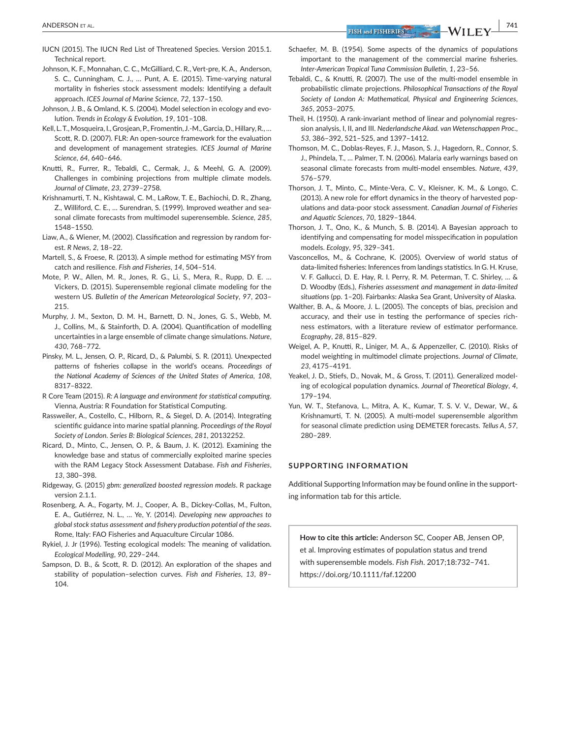IUCN (2015). The IUCN Red List of Threatened Species. Version 2015.1. Technical report.

Johnson, K. F., Monnahan, C. C., McGilliard, C. R., Vert-pre, K. A., Anderson, S. C., Cunningham, C. J., … Punt, A. E. (2015). Time-varying natural mortality in fisheries stock assessment models: Identifying a default approach. *ICES Journal of Marine Science*, *72*, 137–150.

Johnson, J. B., & Omland, K. S. (2004). Model selection in ecology and evolution. *Trends in Ecology & Evolution*, *19*, 101–108.

Kell, L. T., Mosqueira, I., Grosjean, P., Fromentin, J.-M., Garcia, D., Hillary, R., … Scott, R. D. (2007). FLR: An open-source framework for the evaluation and development of management strategies. *ICES Journal of Marine Science*, *64*, 640–646.

Knutti, R., Furrer, R., Tebaldi, C., Cermak, J., & Meehl, G. A. (2009). Challenges in combining projections from multiple climate models. *Journal of Climate*, *23*, 2739–2758.

Krishnamurti, T. N., Kishtawal, C. M., LaRow, T. E., Bachiochi, D. R., Zhang, Z., Williford, C. E., … Surendran, S. (1999). Improved weather and seasonal climate forecasts from multimodel superensemble. *Science*, *285*, 1548–1550.

Liaw, A., & Wiener, M. (2002). Classification and regression by random forest. *R News*, *2*, 18–22.

Martell, S., & Froese, R. (2013). A simple method for estimating MSY from catch and resilience. *Fish and Fisheries*, *14*, 504–514.

Mote, P. W., Allen, M. R., Jones, R. G., Li, S., Mera, R., Rupp, D. E. … Vickers, D. (2015). Superensemble regional climate modeling for the western US. *Bulletin of the American Meteorological Society*, *97*, 203–215.

Murphy, J. M., Sexton, D. M. H., Barnett, D. N., Jones, G. S., Webb, M. J., Collins, M., & Stainforth, D. A. (2004). Quantification of modelling uncertainties in a large ensemble of climate change simulations. *Nature*, *430*, 768–772.

Pinsky, M. L., Jensen, O. P., Ricard, D., & Palumbi, S. R. (2011). Unexpected patterns of fisheries collapse in the world's oceans. *Proceedings of the National Academy of Sciences of the United States of America*, *108*, 8317–8322.

R Core Team (2015). *R: A language and environment for statistical computing*. Vienna, Austria: R Foundation for Statistical Computing.

Rassweiler, A., Costello, C., Hilborn, R., & Siegel, D. A. (2014). Integrating scientific guidance into marine spatial planning. *Proceedings of the Royal Society of London. Series B: Biological Sciences*, *281*, 20132252.

Ricard, D., Minto, C., Jensen, O. P., & Baum, J. K. (2012). Examining the knowledge base and status of commercially exploited marine species with the RAM Legacy Stock Assessment Database. *Fish and Fisheries*, *13*, 380–398.

Ridgeway, G. (2015) *gbm: generalized boosted regression models*. R package version 2.1.1.

Rosenberg, A. A., Fogarty, M. J., Cooper, A. B., Dickey-Collas, M., Fulton, E. A., Gutiérrez, N. L., … Ye, Y. (2014). *Developing new approaches to global stock status assessment and fishery production potential of the seas*. Rome, Italy: FAO Fisheries and Aquaculture Circular 1086.

Rykiel, J. Jr (1996). Testing ecological models: The meaning of validation. *Ecological Modelling*, *90*, 229–244.

Sampson, D. B., & Scott, R. D. (2012). An exploration of the shapes and stability of population–selection curves. *Fish and Fisheries*, *13*, 89–104.

Schaefer, M. B. (1954). Some aspects of the dynamics of populations important to the management of the commercial marine fisheries. *Inter-American Tropical Tuna Commission Bulletin*, *1*, 23–56.

Tebaldi, C., & Knutti, R. (2007). The use of the multi-model ensemble in probabilistic climate projections. *Philosophical Transactions of the Royal Society of London A: Mathematical, Physical and Engineering Sciences*, *365*, 2053–2075.

Theil, H. (1950). A rank-invariant method of linear and polynomial regression analysis, I, II, and III. *Nederlandsche Akad. van Wetenschappen Proc.*, *53*, 386–392, 521–525, and 1397–1412.

Thomson, M. C., Doblas-Reyes, F. J., Mason, S. J., Hagedorn, R., Connor, S. J., Phindela, T., … Palmer, T. N. (2006). Malaria early warnings based on seasonal climate forecasts from multi-model ensembles. *Nature*, *439*, 576–579.

Thorson, J. T., Minto, C., Minte-Vera, C. V., Kleisner, K. M., & Longo, C. (2013). A new role for effort dynamics in the theory of harvested populations and data-poor stock assessment. *Canadian Journal of Fisheries and Aquatic Sciences*, *70*, 1829–1844.

Thorson, J. T., Ono, K., & Munch, S. B. (2014). A Bayesian approach to identifying and compensating for model misspecification in population models. *Ecology*, *95*, 329–341.

Vasconcellos, M., & Cochrane, K. (2005). Overview of world status of data-limited fisheries: Inferences from landings statistics. In G. H. Kruse, V. F. Gallucci, D. E. Hay, R. I. Perry, R. M. Peterman, T. C. Shirley, … & D. Woodby (Eds.), *Fisheries assessment and management in data-limited situations* (pp. 1–20). Fairbanks: Alaska Sea Grant, University of Alaska.

Walther, B. A., & Moore, J. L. (2005). The concepts of bias, precision and accuracy, and their use in testing the performance of species richness estimators, with a literature review of estimator performance. *Ecography*, *28*, 815–829.

Weigel, A. P., Knutti, R., Liniger, M. A., & Appenzeller, C. (2010). Risks of model weighting in multimodel climate projections. *Journal of Climate*, *23*, 4175–4191.

Yeakel, J. D., Stiefs, D., Novak, M., & Gross, T. (2011). Generalized modeling of ecological population dynamics. *Journal of Theoretical Biology*, *4*, 179–194.

Yun, W. T., Stefanova, L., Mitra, A. K., Kumar, T. S. V. V., Dewar, W., & Krishnamurti, T. N. (2005). A multi-model superensemble algorithm for seasonal climate prediction using DEMETER forecasts. *Tellus A*, *57*, 280–289.

## SUPPORTING INFORMATION

Additional Supporting Information may be found online in the supporting information tab for this article.

**How to cite this article:** Anderson SC, Cooper AB, Jensen OP, et al. Improving estimates of population status and trend with superensemble models. *Fish Fish*. 2017;18:732–741. https://doi.org/10.1111/faf.12200